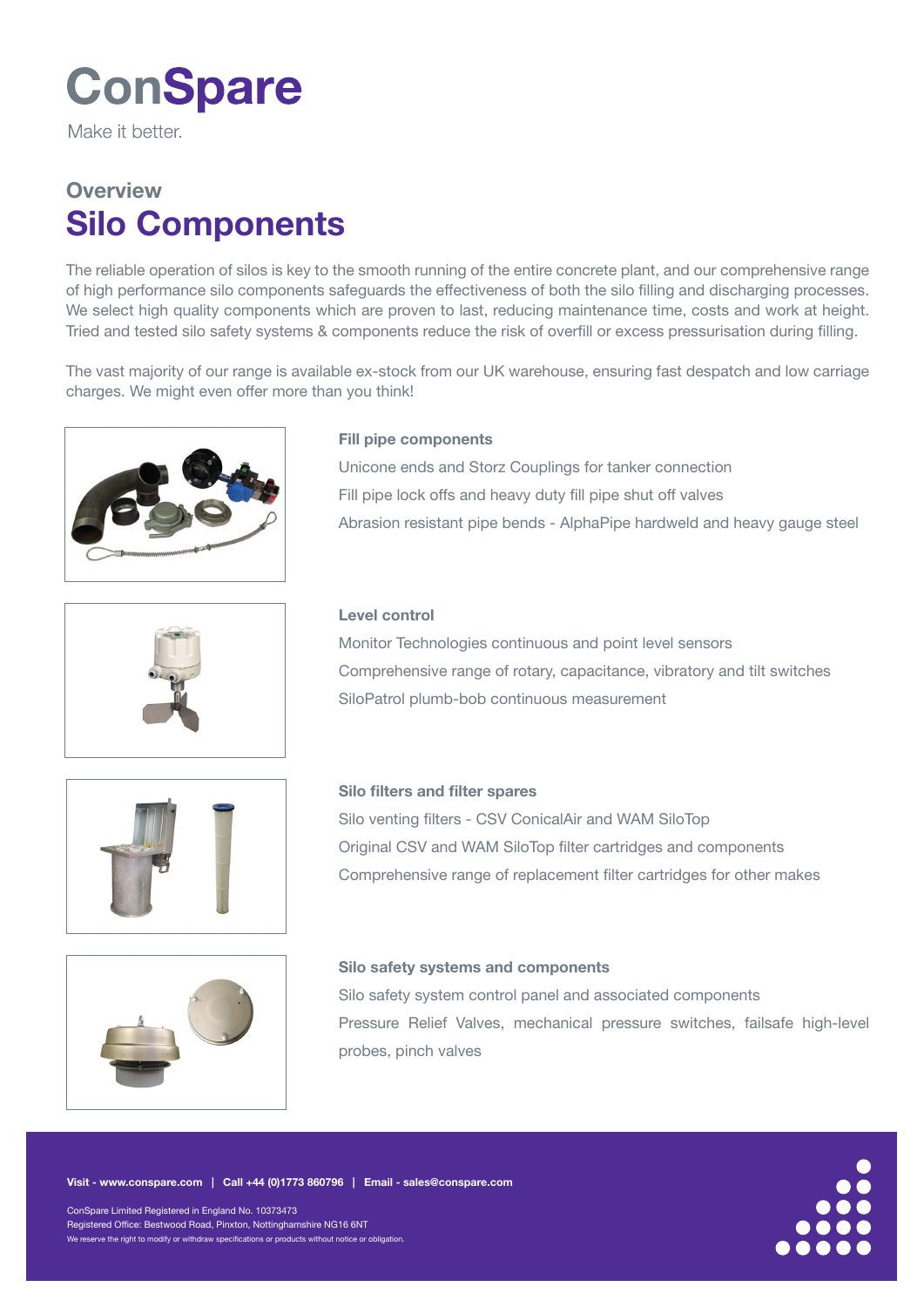# ConSpare

Make it better.

## Overview

# Silo Components

The reliable operation of silos is key to the smooth running of the entire concrete plant, and our comprehensive range of high performance silo components safeguards the effectiveness of both the silo filling and discharging processes. We select high quality components which are proven to last, reducing maintenance time, costs and work at height. Tried and tested silo safety systems & components reduce the risk of overfill or excess pressurisation during filling.

The vast majority of our range is available ex-stock from our UK warehouse, ensuring fast despatch and low carriage charges. We might even offer more than you think!

### Fill pipe components

Unicone ends and Storz Couplings for tanker connection

Fill pipe lock offs and heavy duty fill pipe shut off valves

Abrasion resistant pipe bends - AlphaPipe hardweld and heavy gauge steel

### Level control

Monitor Technologies continuous and point level sensors

Comprehensive range of rotary, capacitance, vibratory and tilt switches

SiloPatrol plumb-bob continuous measurement

### Silo filters and filter spares

Silo venting filters - CSV ConicalAir and WAM SiloTop

Original CSV and WAM SiloTop filter cartridges and components

Comprehensive range of replacement filter cartridges for other makes

### Silo safety systems and components

Silo safety system control panel and associated components

Pressure Relief Valves, mechanical pressure switches, failsafe high-level probes, pinch valves

**Visit - www.conspare.com | Call +44 (0)1773 860796 | Email - sales@conspare.com**

ConSpare Limited Registered in England No. 10373473
Registered Office: Bestwood Road, Pinxton, Nottinghamshire NG16 6NT
We reserve the right to modify or withdraw specifications or products without notice or obligation.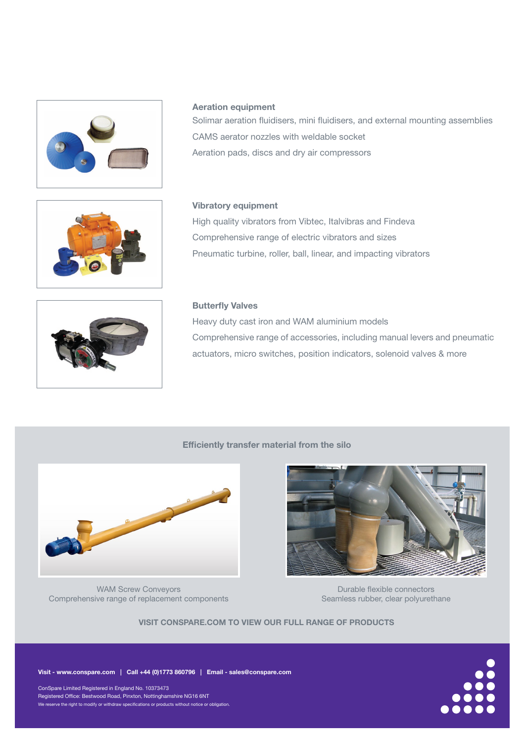### Aeration equipment

Solimar aeration fluidisers, mini fluidisers, and external mounting assemblies

CAMS aerator nozzles with weldable socket

Aeration pads, discs and dry air compressors

### Vibratory equipment

High quality vibrators from Vibtec, Italvibras and Findeva

Comprehensive range of electric vibrators and sizes

Pneumatic turbine, roller, ball, linear, and impacting vibrators

### Butterfly Valves

Heavy duty cast iron and WAM aluminium models

Comprehensive range of accessories, including manual levers and pneumatic actuators, micro switches, position indicators, solenoid valves & more

## Efficiently transfer material from the silo

WAM Screw Conveyors
Comprehensive range of replacement components

Durable flexible connectors
Seamless rubber, clear polyurethane

**VISIT CONSPARE.COM TO VIEW OUR FULL RANGE OF PRODUCTS**

**Visit - www.conspare.com | Call +44 (0)1773 860796 | Email - sales@conspare.com**

ConSpare Limited Registered in England No. 10373473
Registered Office: Bestwood Road, Pinxton, Nottinghamshire NG16 6NT
We reserve the right to modify or withdraw specifications or products without notice or obligation.